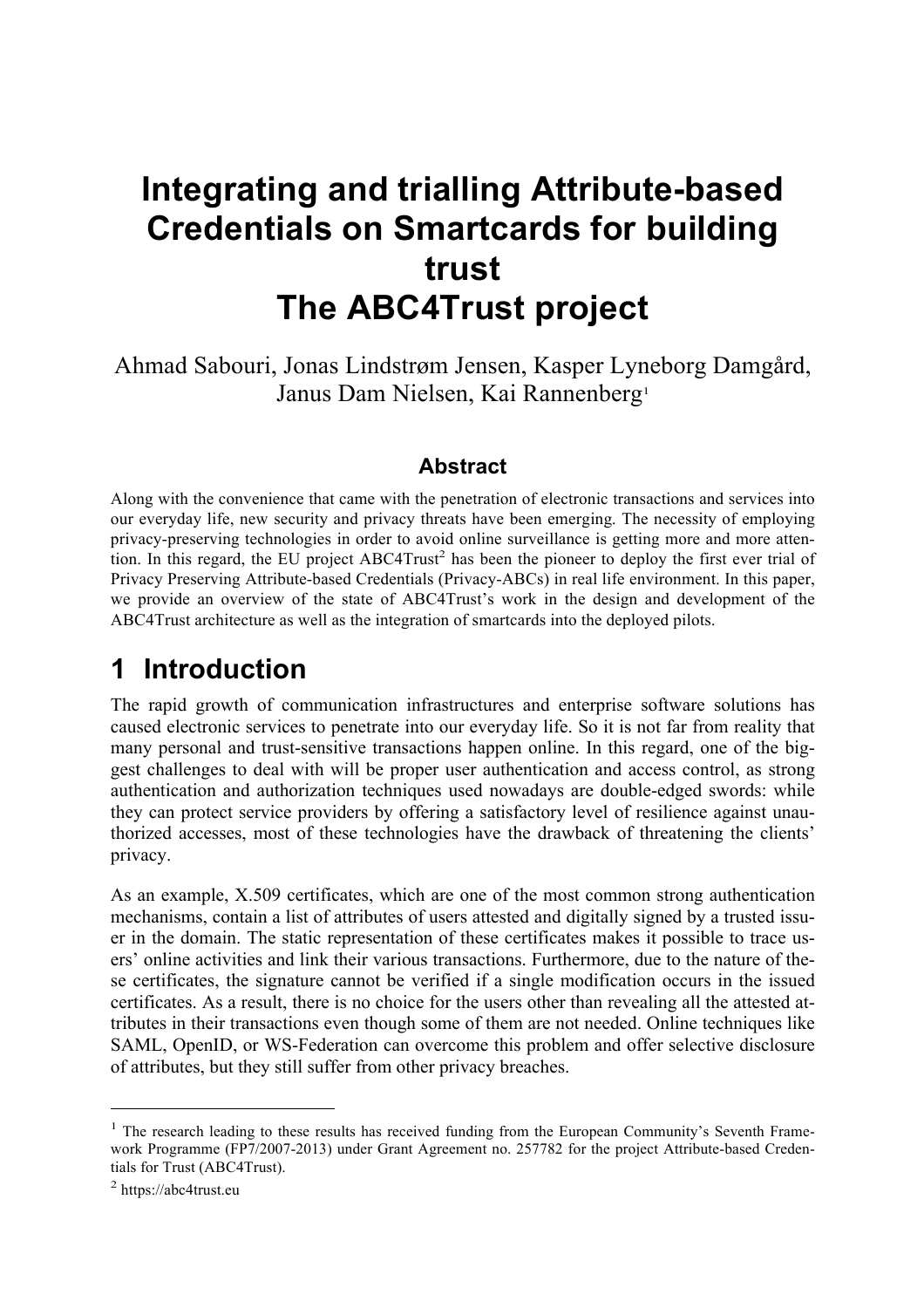# Integrating and trialling Attribute-based Credentials on Smartcards for building trust
# The ABC4Trust project

Ahmad Sabouri, Jonas Lindstrøm Jensen, Kasper Lyneborg Damgård, Janus Dam Nielsen, Kai Rannenberg[1]

### Abstract

Along with the convenience that came with the penetration of electronic transactions and services into our everyday life, new security and privacy threats have been emerging. The necessity of employing privacy-preserving technologies in order to avoid online surveillance is getting more and more attention. In this regard, the EU project ABC4Trust[2] has been the pioneer to deploy the first ever trial of Privacy Preserving Attribute-based Credentials (Privacy-ABCs) in real life environment. In this paper, we provide an overview of the state of ABC4Trust's work in the design and development of the ABC4Trust architecture as well as the integration of smartcards into the deployed pilots.

## 1 Introduction

The rapid growth of communication infrastructures and enterprise software solutions has caused electronic services to penetrate into our everyday life. So it is not far from reality that many personal and trust-sensitive transactions happen online. In this regard, one of the biggest challenges to deal with will be proper user authentication and access control, as strong authentication and authorization techniques used nowadays are double-edged swords: while they can protect service providers by offering a satisfactory level of resilience against unauthorized accesses, most of these technologies have the drawback of threatening the clients' privacy.

As an example, X.509 certificates, which are one of the most common strong authentication mechanisms, contain a list of attributes of users attested and digitally signed by a trusted issuer in the domain. The static representation of these certificates makes it possible to trace users' online activities and link their various transactions. Furthermore, due to the nature of these certificates, the signature cannot be verified if a single modification occurs in the issued certificates. As a result, there is no choice for the users other than revealing all the attested attributes in their transactions even though some of them are not needed. Online techniques like SAML, OpenID, or WS-Federation can overcome this problem and offer selective disclosure of attributes, but they still suffer from other privacy breaches.

---

[1] The research leading to these results has received funding from the European Community's Seventh Framework Programme (FP7/2007-2013) under Grant Agreement no. 257782 for the project Attribute-based Credentials for Trust (ABC4Trust).

[2] https://abc4trust.eu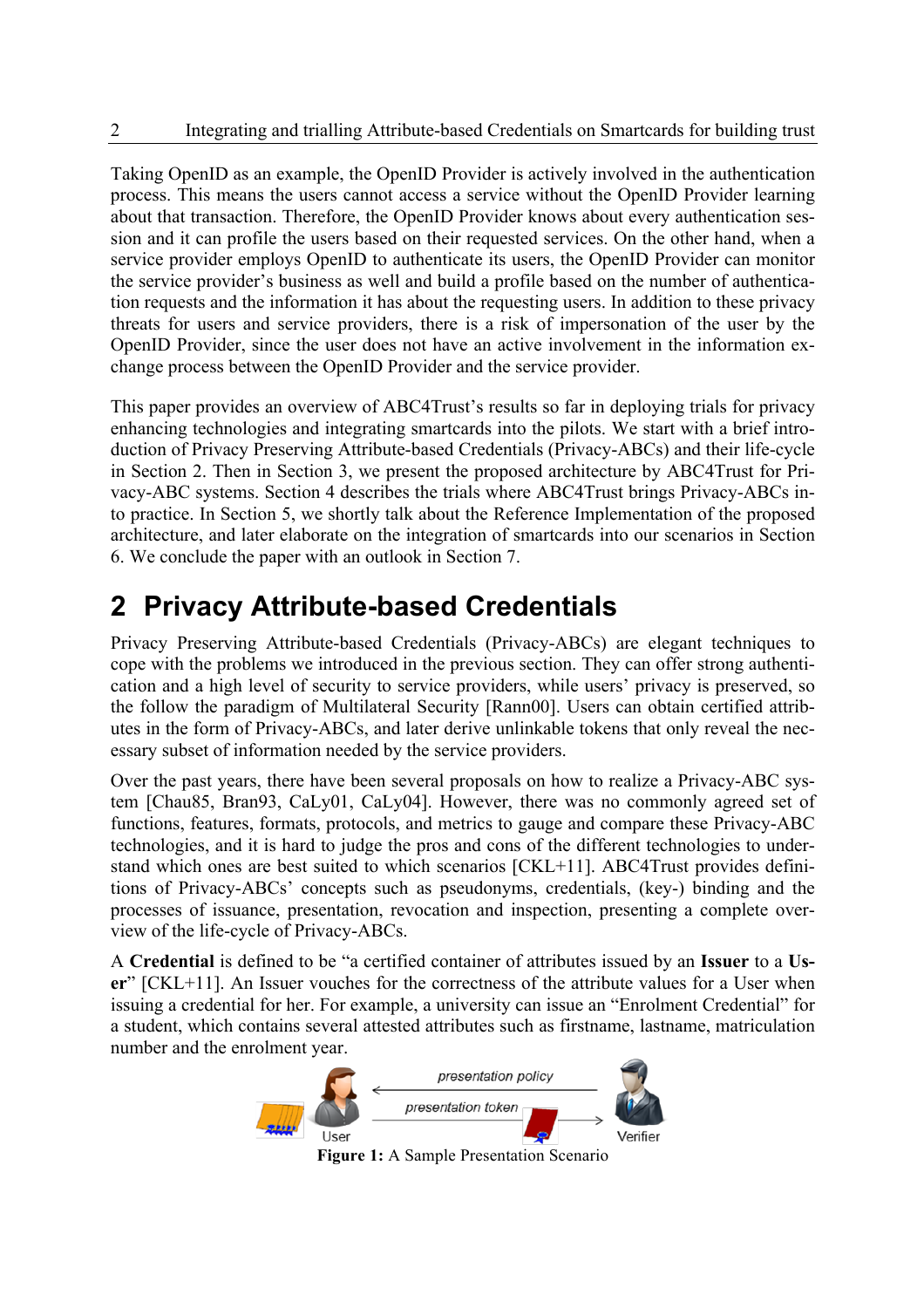Taking OpenID as an example, the OpenID Provider is actively involved in the authentication process. This means the users cannot access a service without the OpenID Provider learning about that transaction. Therefore, the OpenID Provider knows about every authentication session and it can profile the users based on their requested services. On the other hand, when a service provider employs OpenID to authenticate its users, the OpenID Provider can monitor the service provider's business as well and build a profile based on the number of authentication requests and the information it has about the requesting users. In addition to these privacy threats for users and service providers, there is a risk of impersonation of the user by the OpenID Provider, since the user does not have an active involvement in the information exchange process between the OpenID Provider and the service provider.

This paper provides an overview of ABC4Trust's results so far in deploying trials for privacy enhancing technologies and integrating smartcards into the pilots. We start with a brief introduction of Privacy Preserving Attribute-based Credentials (Privacy-ABCs) and their life-cycle in Section 2. Then in Section 3, we present the proposed architecture by ABC4Trust for Privacy-ABC systems. Section 4 describes the trials where ABC4Trust brings Privacy-ABCs into practice. In Section 5, we shortly talk about the Reference Implementation of the proposed architecture, and later elaborate on the integration of smartcards into our scenarios in Section 6. We conclude the paper with an outlook in Section 7.

# 2 Privacy Attribute-based Credentials

Privacy Preserving Attribute-based Credentials (Privacy-ABCs) are elegant techniques to cope with the problems we introduced in the previous section. They can offer strong authentication and a high level of security to service providers, while users' privacy is preserved, so the follow the paradigm of Multilateral Security [Rann00]. Users can obtain certified attributes in the form of Privacy-ABCs, and later derive unlinkable tokens that only reveal the necessary subset of information needed by the service providers.

Over the past years, there have been several proposals on how to realize a Privacy-ABC system [Chau85, Bran93, CaLy01, CaLy04]. However, there was no commonly agreed set of functions, features, formats, protocols, and metrics to gauge and compare these Privacy-ABC technologies, and it is hard to judge the pros and cons of the different technologies to understand which ones are best suited to which scenarios [CKL+11]. ABC4Trust provides definitions of Privacy-ABCs' concepts such as pseudonyms, credentials, (key-) binding and the processes of issuance, presentation, revocation and inspection, presenting a complete overview of the life-cycle of Privacy-ABCs.

A **Credential** is defined to be "a certified container of attributes issued by an **Issuer** to a **User**" [CKL+11]. An Issuer vouches for the correctness of the attribute values for a User when issuing a credential for her. For example, a university can issue an "Enrolment Credential" for a student, which contains several attested attributes such as firstname, lastname, matriculation number and the enrolment year.

**Figure 1:** A Sample Presentation Scenario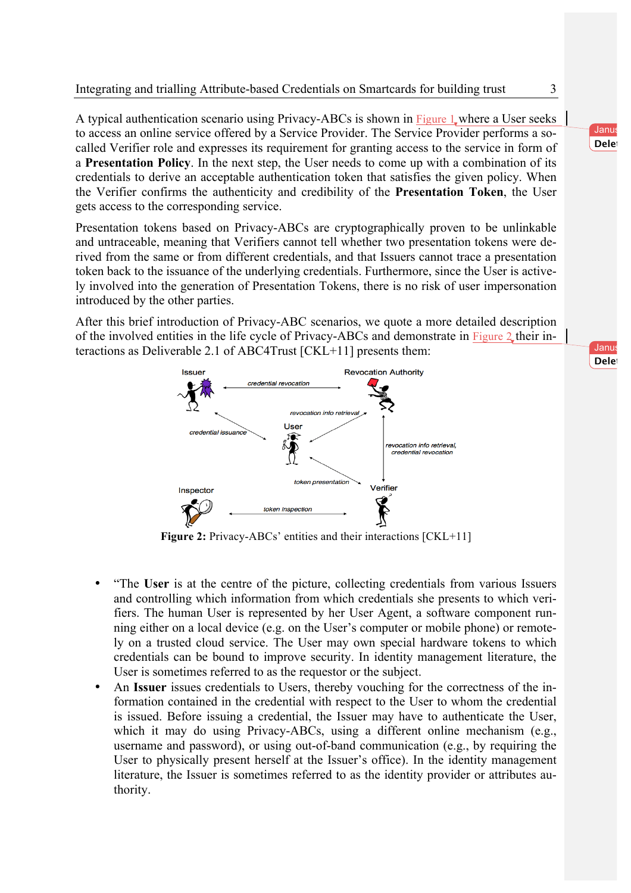A typical authentication scenario using Privacy-ABCs is shown in Figure 1 where a User seeks to access an online service offered by a Service Provider. The Service Provider performs a so-called Verifier role and expresses its requirement for granting access to the service in form of a **Presentation Policy**. In the next step, the User needs to come up with a combination of its credentials to derive an acceptable authentication token that satisfies the given policy. When the Verifier confirms the authenticity and credibility of the **Presentation Token**, the User gets access to the corresponding service.

Presentation tokens based on Privacy-ABCs are cryptographically proven to be unlinkable and untraceable, meaning that Verifiers cannot tell whether two presentation tokens were derived from the same or from different credentials, and that Issuers cannot trace a presentation token back to the issuance of the underlying credentials. Furthermore, since the User is actively involved into the generation of Presentation Tokens, there is no risk of user impersonation introduced by the other parties.

After this brief introduction of Privacy-ABC scenarios, we quote a more detailed description of the involved entities in the life cycle of Privacy-ABCs and demonstrate in Figure 2 their interactions as Deliverable 2.1 of ABC4Trust [CKL+11] presents them:

**Figure 2:** Privacy-ABCs' entities and their interactions [CKL+11]

- "The **User** is at the centre of the picture, collecting credentials from various Issuers and controlling which information from which credentials she presents to which verifiers. The human User is represented by her User Agent, a software component running either on a local device (e.g. on the User's computer or mobile phone) or remotely on a trusted cloud service. The User may own special hardware tokens to which credentials can be bound to improve security. In identity management literature, the User is sometimes referred to as the requestor or the subject.
- An **Issuer** issues credentials to Users, thereby vouching for the correctness of the information contained in the credential with respect to the User to whom the credential is issued. Before issuing a credential, the Issuer may have to authenticate the User, which it may do using Privacy-ABCs, using a different online mechanism (e.g., username and password), or using out-of-band communication (e.g., by requiring the User to physically present herself at the Issuer's office). In the identity management literature, the Issuer is sometimes referred to as the identity provider or attributes authority.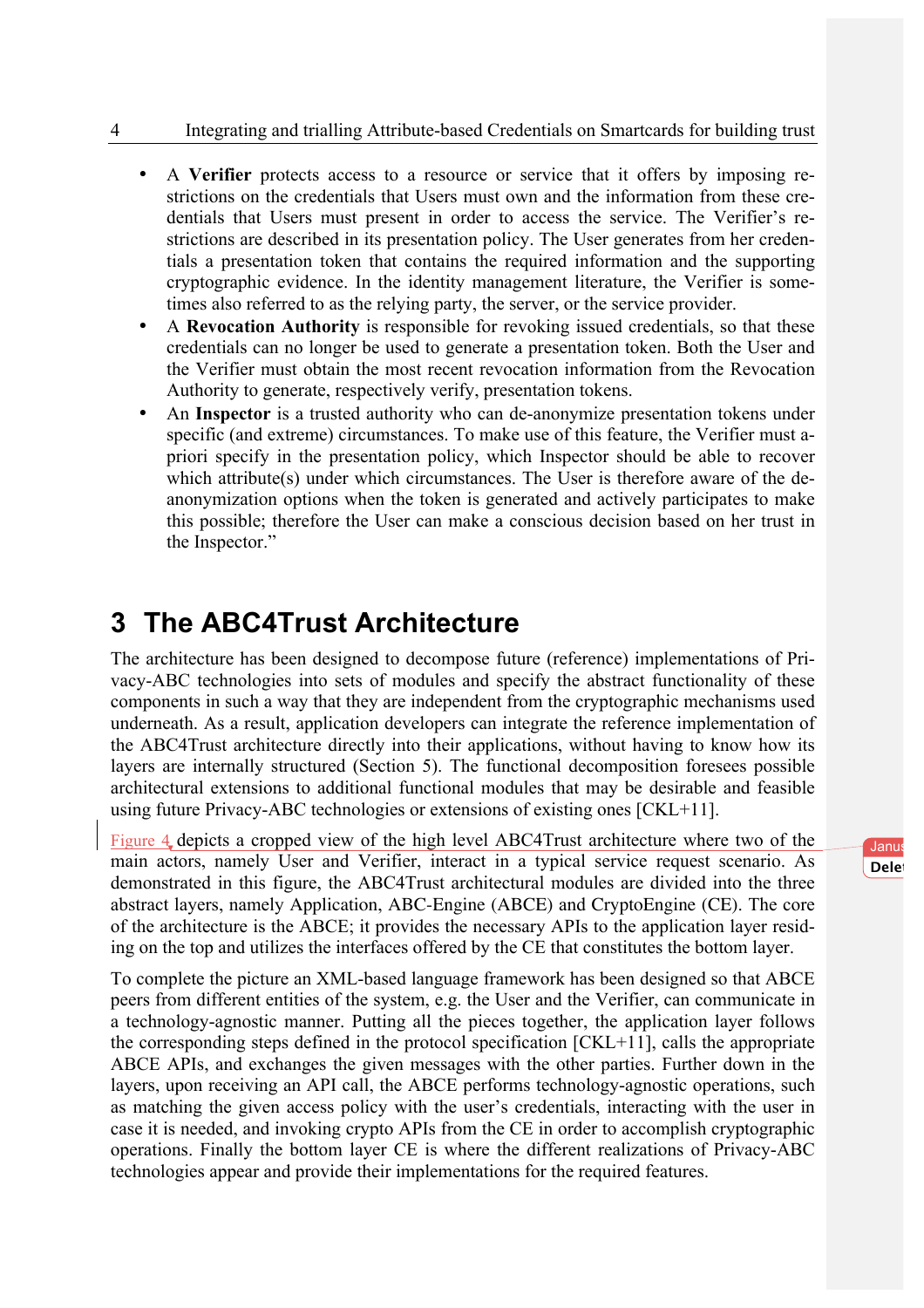- A **Verifier** protects access to a resource or service that it offers by imposing restrictions on the credentials that Users must own and the information from these credentials that Users must present in order to access the service. The Verifier's restrictions are described in its presentation policy. The User generates from her credentials a presentation token that contains the required information and the supporting cryptographic evidence. In the identity management literature, the Verifier is sometimes also referred to as the relying party, the server, or the service provider.
- A **Revocation Authority** is responsible for revoking issued credentials, so that these credentials can no longer be used to generate a presentation token. Both the User and the Verifier must obtain the most recent revocation information from the Revocation Authority to generate, respectively verify, presentation tokens.
- An **Inspector** is a trusted authority who can de-anonymize presentation tokens under specific (and extreme) circumstances. To make use of this feature, the Verifier must a-priori specify in the presentation policy, which Inspector should be able to recover which attribute(s) under which circumstances. The User is therefore aware of the de-anonymization options when the token is generated and actively participates to make this possible; therefore the User can make a conscious decision based on her trust in the Inspector."

# 3 The ABC4Trust Architecture

The architecture has been designed to decompose future (reference) implementations of Privacy-ABC technologies into sets of modules and specify the abstract functionality of these components in such a way that they are independent from the cryptographic mechanisms used underneath. As a result, application developers can integrate the reference implementation of the ABC4Trust architecture directly into their applications, without having to know how its layers are internally structured (Section 5). The functional decomposition foresees possible architectural extensions to additional functional modules that may be desirable and feasible using future Privacy-ABC technologies or extensions of existing ones [CKL+11].

Figure 4 depicts a cropped view of the high level ABC4Trust architecture where two of the main actors, namely User and Verifier, interact in a typical service request scenario. As demonstrated in this figure, the ABC4Trust architectural modules are divided into the three abstract layers, namely Application, ABC-Engine (ABCE) and CryptoEngine (CE). The core of the architecture is the ABCE; it provides the necessary APIs to the application layer residing on the top and utilizes the interfaces offered by the CE that constitutes the bottom layer.

To complete the picture an XML-based language framework has been designed so that ABCE peers from different entities of the system, e.g. the User and the Verifier, can communicate in a technology-agnostic manner. Putting all the pieces together, the application layer follows the corresponding steps defined in the protocol specification [CKL+11], calls the appropriate ABCE APIs, and exchanges the given messages with the other parties. Further down in the layers, upon receiving an API call, the ABCE performs technology-agnostic operations, such as matching the given access policy with the user's credentials, interacting with the user in case it is needed, and invoking crypto APIs from the CE in order to accomplish cryptographic operations. Finally the bottom layer CE is where the different realizations of Privacy-ABC technologies appear and provide their implementations for the required features.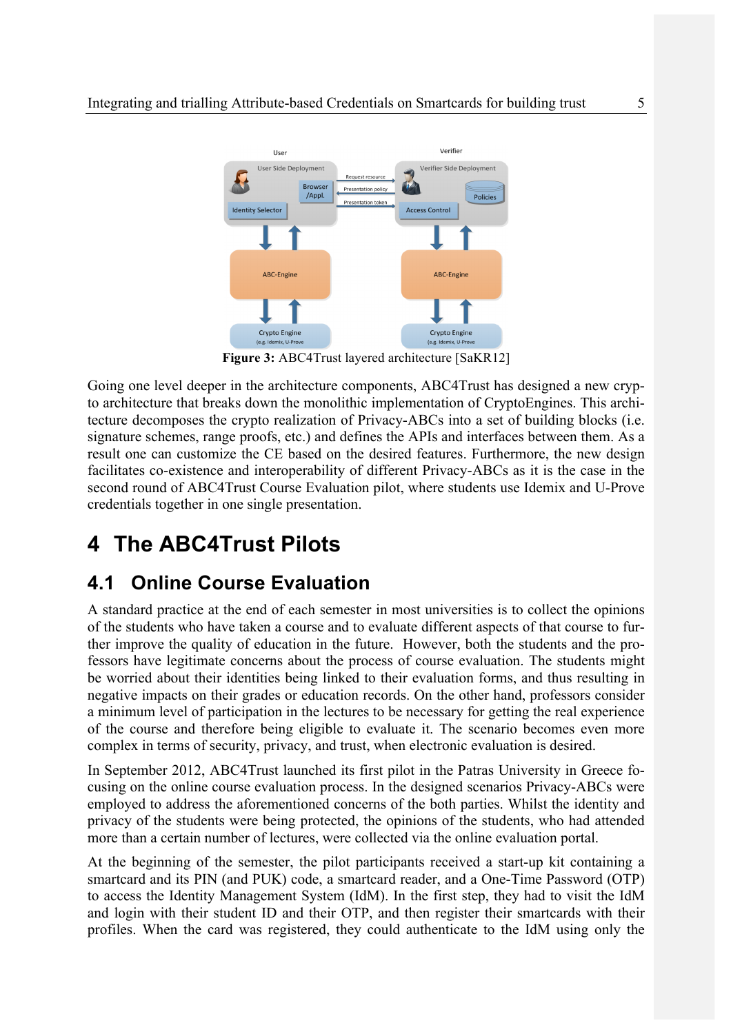**Figure 3:** ABC4Trust layered architecture [SaKR12]

Going one level deeper in the architecture components, ABC4Trust has designed a new crypto architecture that breaks down the monolithic implementation of CryptoEngines. This architecture decomposes the crypto realization of Privacy-ABCs into a set of building blocks (i.e. signature schemes, range proofs, etc.) and defines the APIs and interfaces between them. As a result one can customize the CE based on the desired features. Furthermore, the new design facilitates co-existence and interoperability of different Privacy-ABCs as it is the case in the second round of ABC4Trust Course Evaluation pilot, where students use Idemix and U-Prove credentials together in one single presentation.

# 4 The ABC4Trust Pilots

## 4.1 Online Course Evaluation

A standard practice at the end of each semester in most universities is to collect the opinions of the students who have taken a course and to evaluate different aspects of that course to further improve the quality of education in the future. However, both the students and the professors have legitimate concerns about the process of course evaluation. The students might be worried about their identities being linked to their evaluation forms, and thus resulting in negative impacts on their grades or education records. On the other hand, professors consider a minimum level of participation in the lectures to be necessary for getting the real experience of the course and therefore being eligible to evaluate it. The scenario becomes even more complex in terms of security, privacy, and trust, when electronic evaluation is desired.

In September 2012, ABC4Trust launched its first pilot in the Patras University in Greece focusing on the online course evaluation process. In the designed scenarios Privacy-ABCs were employed to address the aforementioned concerns of the both parties. Whilst the identity and privacy of the students were being protected, the opinions of the students, who had attended more than a certain number of lectures, were collected via the online evaluation portal.

At the beginning of the semester, the pilot participants received a start-up kit containing a smartcard and its PIN (and PUK) code, a smartcard reader, and a One-Time Password (OTP) to access the Identity Management System (IdM). In the first step, they had to visit the IdM and login with their student ID and their OTP, and then register their smartcards with their profiles. When the card was registered, they could authenticate to the IdM using only the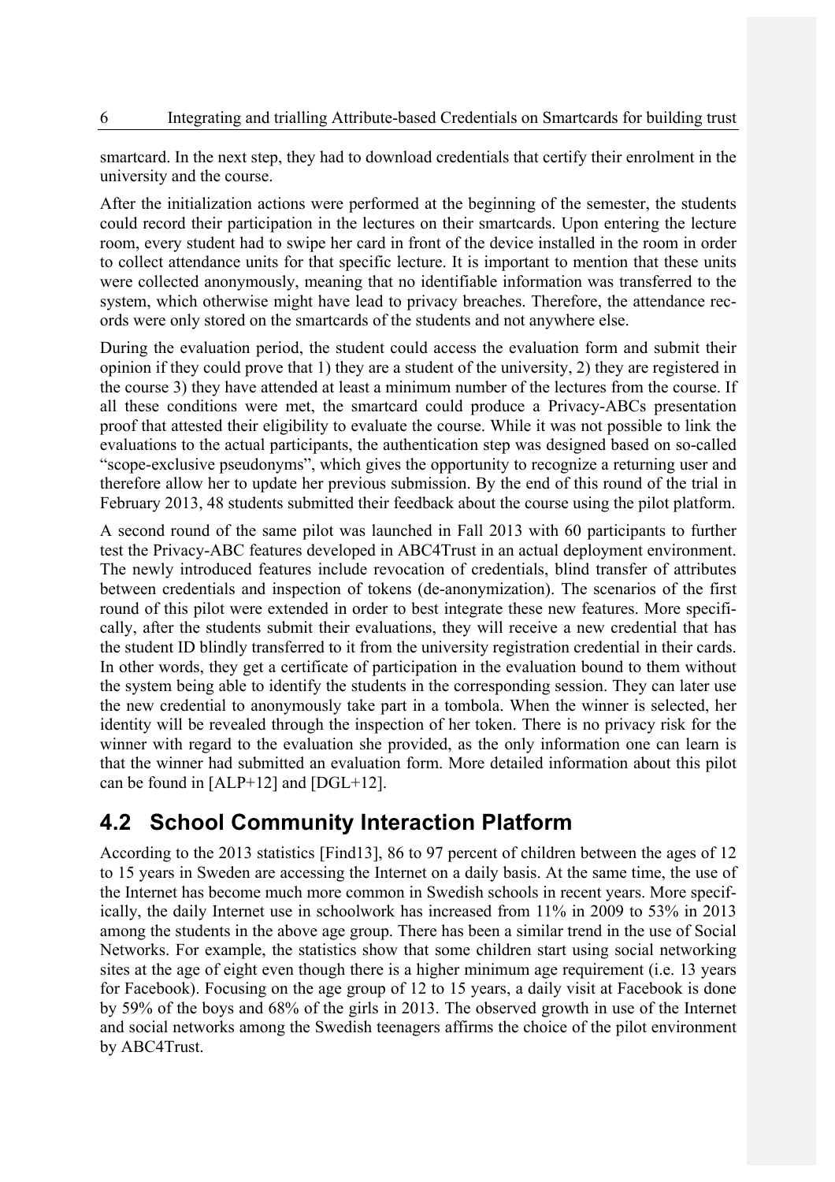smartcard. In the next step, they had to download credentials that certify their enrolment in the university and the course.

After the initialization actions were performed at the beginning of the semester, the students could record their participation in the lectures on their smartcards. Upon entering the lecture room, every student had to swipe her card in front of the device installed in the room in order to collect attendance units for that specific lecture. It is important to mention that these units were collected anonymously, meaning that no identifiable information was transferred to the system, which otherwise might have lead to privacy breaches. Therefore, the attendance records were only stored on the smartcards of the students and not anywhere else.

During the evaluation period, the student could access the evaluation form and submit their opinion if they could prove that 1) they are a student of the university, 2) they are registered in the course 3) they have attended at least a minimum number of the lectures from the course. If all these conditions were met, the smartcard could produce a Privacy-ABCs presentation proof that attested their eligibility to evaluate the course. While it was not possible to link the evaluations to the actual participants, the authentication step was designed based on so-called "scope-exclusive pseudonyms", which gives the opportunity to recognize a returning user and therefore allow her to update her previous submission. By the end of this round of the trial in February 2013, 48 students submitted their feedback about the course using the pilot platform.

A second round of the same pilot was launched in Fall 2013 with 60 participants to further test the Privacy-ABC features developed in ABC4Trust in an actual deployment environment. The newly introduced features include revocation of credentials, blind transfer of attributes between credentials and inspection of tokens (de-anonymization). The scenarios of the first round of this pilot were extended in order to best integrate these new features. More specifically, after the students submit their evaluations, they will receive a new credential that has the student ID blindly transferred to it from the university registration credential in their cards. In other words, they get a certificate of participation in the evaluation bound to them without the system being able to identify the students in the corresponding session. They can later use the new credential to anonymously take part in a tombola. When the winner is selected, her identity will be revealed through the inspection of her token. There is no privacy risk for the winner with regard to the evaluation she provided, as the only information one can learn is that the winner had submitted an evaluation form. More detailed information about this pilot can be found in [ALP+12] and [DGL+12].

## 4.2 School Community Interaction Platform

According to the 2013 statistics [Find13], 86 to 97 percent of children between the ages of 12 to 15 years in Sweden are accessing the Internet on a daily basis. At the same time, the use of the Internet has become much more common in Swedish schools in recent years. More specifically, the daily Internet use in schoolwork has increased from 11% in 2009 to 53% in 2013 among the students in the above age group. There has been a similar trend in the use of Social Networks. For example, the statistics show that some children start using social networking sites at the age of eight even though there is a higher minimum age requirement (i.e. 13 years for Facebook). Focusing on the age group of 12 to 15 years, a daily visit at Facebook is done by 59% of the boys and 68% of the girls in 2013. The observed growth in use of the Internet and social networks among the Swedish teenagers affirms the choice of the pilot environment by ABC4Trust.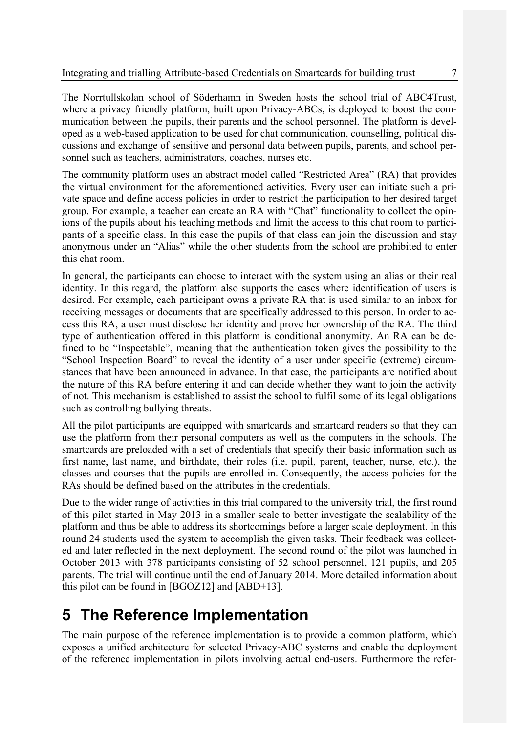The Norrtullskolan school of Söderhamn in Sweden hosts the school trial of ABC4Trust, where a privacy friendly platform, built upon Privacy-ABCs, is deployed to boost the communication between the pupils, their parents and the school personnel. The platform is developed as a web-based application to be used for chat communication, counselling, political discussions and exchange of sensitive and personal data between pupils, parents, and school personnel such as teachers, administrators, coaches, nurses etc.

The community platform uses an abstract model called "Restricted Area" (RA) that provides the virtual environment for the aforementioned activities. Every user can initiate such a private space and define access policies in order to restrict the participation to her desired target group. For example, a teacher can create an RA with "Chat" functionality to collect the opinions of the pupils about his teaching methods and limit the access to this chat room to participants of a specific class. In this case the pupils of that class can join the discussion and stay anonymous under an "Alias" while the other students from the school are prohibited to enter this chat room.

In general, the participants can choose to interact with the system using an alias or their real identity. In this regard, the platform also supports the cases where identification of users is desired. For example, each participant owns a private RA that is used similar to an inbox for receiving messages or documents that are specifically addressed to this person. In order to access this RA, a user must disclose her identity and prove her ownership of the RA. The third type of authentication offered in this platform is conditional anonymity. An RA can be defined to be "Inspectable", meaning that the authentication token gives the possibility to the "School Inspection Board" to reveal the identity of a user under specific (extreme) circumstances that have been announced in advance. In that case, the participants are notified about the nature of this RA before entering it and can decide whether they want to join the activity of not. This mechanism is established to assist the school to fulfil some of its legal obligations such as controlling bullying threats.

All the pilot participants are equipped with smartcards and smartcard readers so that they can use the platform from their personal computers as well as the computers in the schools. The smartcards are preloaded with a set of credentials that specify their basic information such as first name, last name, and birthdate, their roles (i.e. pupil, parent, teacher, nurse, etc.), the classes and courses that the pupils are enrolled in. Consequently, the access policies for the RAs should be defined based on the attributes in the credentials.

Due to the wider range of activities in this trial compared to the university trial, the first round of this pilot started in May 2013 in a smaller scale to better investigate the scalability of the platform and thus be able to address its shortcomings before a larger scale deployment. In this round 24 students used the system to accomplish the given tasks. Their feedback was collected and later reflected in the next deployment. The second round of the pilot was launched in October 2013 with 378 participants consisting of 52 school personnel, 121 pupils, and 205 parents. The trial will continue until the end of January 2014. More detailed information about this pilot can be found in [BGOZ12] and [ABD+13].

# 5 The Reference Implementation

The main purpose of the reference implementation is to provide a common platform, which exposes a unified architecture for selected Privacy-ABC systems and enable the deployment of the reference implementation in pilots involving actual end-users. Furthermore the refer-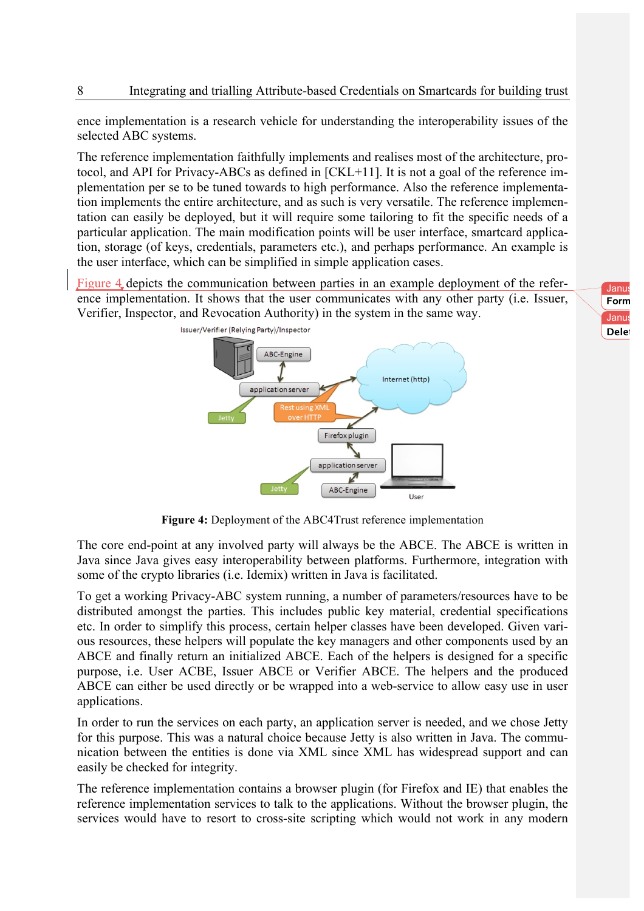ence implementation is a research vehicle for understanding the interoperability issues of the selected ABC systems.

The reference implementation faithfully implements and realises most of the architecture, protocol, and API for Privacy-ABCs as defined in [CKL+11]. It is not a goal of the reference implementation per se to be tuned towards to high performance. Also the reference implementation implements the entire architecture, and as such is very versatile. The reference implementation can easily be deployed, but it will require some tailoring to fit the specific needs of a particular application. The main modification points will be user interface, smartcard application, storage (of keys, credentials, parameters etc.), and perhaps performance. An example is the user interface, which can be simplified in simple application cases.

Figure 4 depicts the communication between parties in an example deployment of the reference implementation. It shows that the user communicates with any other party (i.e. Issuer, Verifier, Inspector, and Revocation Authority) in the system in the same way.

**Figure 4:** Deployment of the ABC4Trust reference implementation

The core end-point at any involved party will always be the ABCE. The ABCE is written in Java since Java gives easy interoperability between platforms. Furthermore, integration with some of the crypto libraries (i.e. Idemix) written in Java is facilitated.

To get a working Privacy-ABC system running, a number of parameters/resources have to be distributed amongst the parties. This includes public key material, credential specifications etc. In order to simplify this process, certain helper classes have been developed. Given various resources, these helpers will populate the key managers and other components used by an ABCE and finally return an initialized ABCE. Each of the helpers is designed for a specific purpose, i.e. User ACBE, Issuer ABCE or Verifier ABCE. The helpers and the produced ABCE can either be used directly or be wrapped into a web-service to allow easy use in user applications.

In order to run the services on each party, an application server is needed, and we chose Jetty for this purpose. This was a natural choice because Jetty is also written in Java. The communication between the entities is done via XML since XML has widespread support and can easily be checked for integrity.

The reference implementation contains a browser plugin (for Firefox and IE) that enables the reference implementation services to talk to the applications. Without the browser plugin, the services would have to resort to cross-site scripting which would not work in any modern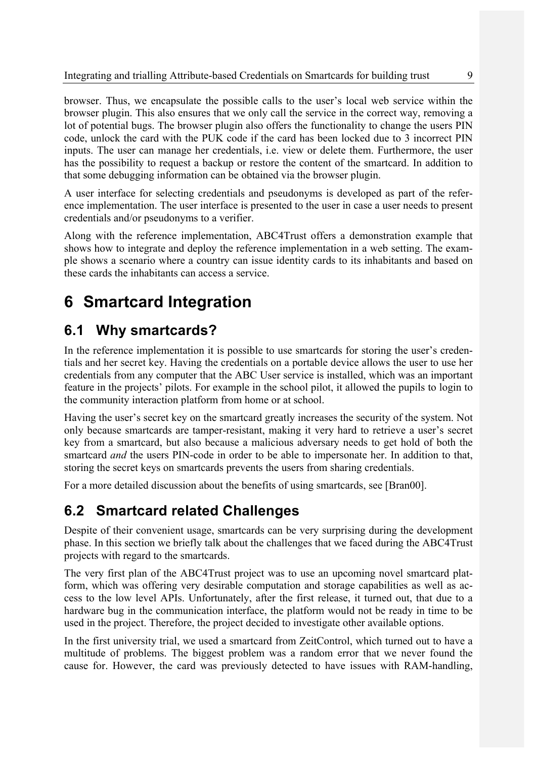browser. Thus, we encapsulate the possible calls to the user's local web service within the browser plugin. This also ensures that we only call the service in the correct way, removing a lot of potential bugs. The browser plugin also offers the functionality to change the users PIN code, unlock the card with the PUK code if the card has been locked due to 3 incorrect PIN inputs. The user can manage her credentials, i.e. view or delete them. Furthermore, the user has the possibility to request a backup or restore the content of the smartcard. In addition to that some debugging information can be obtained via the browser plugin.

A user interface for selecting credentials and pseudonyms is developed as part of the reference implementation. The user interface is presented to the user in case a user needs to present credentials and/or pseudonyms to a verifier.

Along with the reference implementation, ABC4Trust offers a demonstration example that shows how to integrate and deploy the reference implementation in a web setting. The example shows a scenario where a country can issue identity cards to its inhabitants and based on these cards the inhabitants can access a service.

# 6 Smartcard Integration

## 6.1 Why smartcards?

In the reference implementation it is possible to use smartcards for storing the user's credentials and her secret key. Having the credentials on a portable device allows the user to use her credentials from any computer that the ABC User service is installed, which was an important feature in the projects' pilots. For example in the school pilot, it allowed the pupils to login to the community interaction platform from home or at school.

Having the user's secret key on the smartcard greatly increases the security of the system. Not only because smartcards are tamper-resistant, making it very hard to retrieve a user's secret key from a smartcard, but also because a malicious adversary needs to get hold of both the smartcard *and* the users PIN-code in order to be able to impersonate her. In addition to that, storing the secret keys on smartcards prevents the users from sharing credentials.

For a more detailed discussion about the benefits of using smartcards, see [Bran00].

## 6.2 Smartcard related Challenges

Despite of their convenient usage, smartcards can be very surprising during the development phase. In this section we briefly talk about the challenges that we faced during the ABC4Trust projects with regard to the smartcards.

The very first plan of the ABC4Trust project was to use an upcoming novel smartcard platform, which was offering very desirable computation and storage capabilities as well as access to the low level APIs. Unfortunately, after the first release, it turned out, that due to a hardware bug in the communication interface, the platform would not be ready in time to be used in the project. Therefore, the project decided to investigate other available options.

In the first university trial, we used a smartcard from ZeitControl, which turned out to have a multitude of problems. The biggest problem was a random error that we never found the cause for. However, the card was previously detected to have issues with RAM-handling,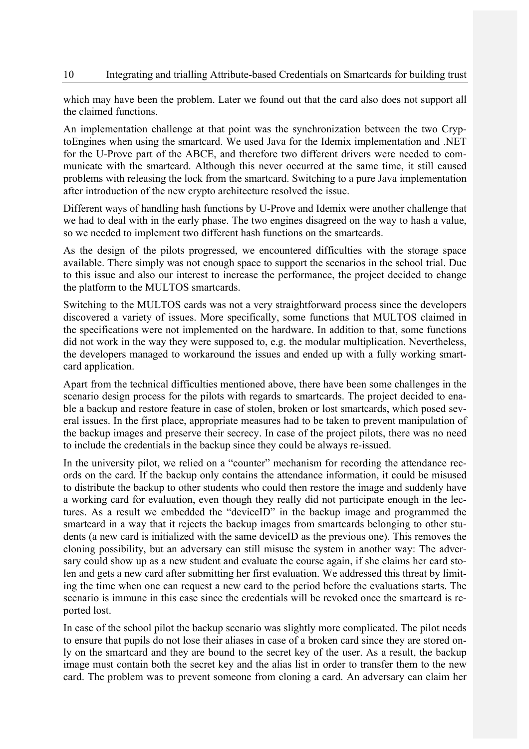which may have been the problem. Later we found out that the card also does not support all the claimed functions.

An implementation challenge at that point was the synchronization between the two CryptoEngines when using the smartcard. We used Java for the Idemix implementation and .NET for the U-Prove part of the ABCE, and therefore two different drivers were needed to communicate with the smartcard. Although this never occurred at the same time, it still caused problems with releasing the lock from the smartcard. Switching to a pure Java implementation after introduction of the new crypto architecture resolved the issue.

Different ways of handling hash functions by U-Prove and Idemix were another challenge that we had to deal with in the early phase. The two engines disagreed on the way to hash a value, so we needed to implement two different hash functions on the smartcards.

As the design of the pilots progressed, we encountered difficulties with the storage space available. There simply was not enough space to support the scenarios in the school trial. Due to this issue and also our interest to increase the performance, the project decided to change the platform to the MULTOS smartcards.

Switching to the MULTOS cards was not a very straightforward process since the developers discovered a variety of issues. More specifically, some functions that MULTOS claimed in the specifications were not implemented on the hardware. In addition to that, some functions did not work in the way they were supposed to, e.g. the modular multiplication. Nevertheless, the developers managed to workaround the issues and ended up with a fully working smartcard application.

Apart from the technical difficulties mentioned above, there have been some challenges in the scenario design process for the pilots with regards to smartcards. The project decided to enable a backup and restore feature in case of stolen, broken or lost smartcards, which posed several issues. In the first place, appropriate measures had to be taken to prevent manipulation of the backup images and preserve their secrecy. In case of the project pilots, there was no need to include the credentials in the backup since they could be always re-issued.

In the university pilot, we relied on a "counter" mechanism for recording the attendance records on the card. If the backup only contains the attendance information, it could be misused to distribute the backup to other students who could then restore the image and suddenly have a working card for evaluation, even though they really did not participate enough in the lectures. As a result we embedded the "deviceID" in the backup image and programmed the smartcard in a way that it rejects the backup images from smartcards belonging to other students (a new card is initialized with the same deviceID as the previous one). This removes the cloning possibility, but an adversary can still misuse the system in another way: The adversary could show up as a new student and evaluate the course again, if she claims her card stolen and gets a new card after submitting her first evaluation. We addressed this threat by limiting the time when one can request a new card to the period before the evaluations starts. The scenario is immune in this case since the credentials will be revoked once the smartcard is reported lost.

In case of the school pilot the backup scenario was slightly more complicated. The pilot needs to ensure that pupils do not lose their aliases in case of a broken card since they are stored only on the smartcard and they are bound to the secret key of the user. As a result, the backup image must contain both the secret key and the alias list in order to transfer them to the new card. The problem was to prevent someone from cloning a card. An adversary can claim her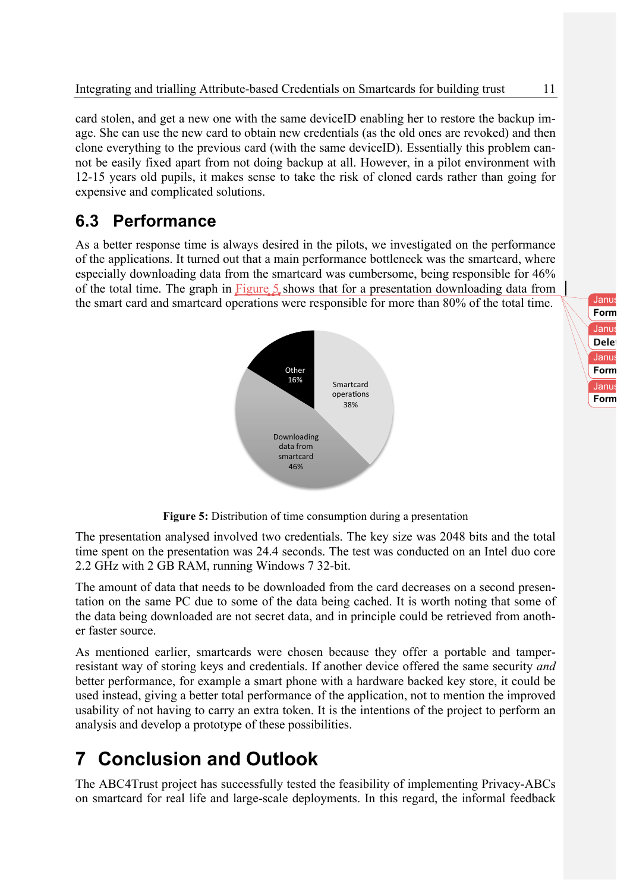card stolen, and get a new one with the same deviceID enabling her to restore the backup image. She can use the new card to obtain new credentials (as the old ones are revoked) and then clone everything to the previous card (with the same deviceID). Essentially this problem cannot be easily fixed apart from not doing backup at all. However, in a pilot environment with 12-15 years old pupils, it makes sense to take the risk of cloned cards rather than going for expensive and complicated solutions.

## 6.3 Performance

As a better response time is always desired in the pilots, we investigated on the performance of the applications. It turned out that a main performance bottleneck was the smartcard, where especially downloading data from the smartcard was cumbersome, being responsible for 46% of the total time. The graph in Figure 5 shows that for a presentation downloading data from the smart card and smartcard operations were responsible for more than 80% of the total time.

**Figure 5:** Distribution of time consumption during a presentation

The presentation analysed involved two credentials. The key size was 2048 bits and the total time spent on the presentation was 24.4 seconds. The test was conducted on an Intel duo core 2.2 GHz with 2 GB RAM, running Windows 7 32-bit.

The amount of data that needs to be downloaded from the card decreases on a second presentation on the same PC due to some of the data being cached. It is worth noting that some of the data being downloaded are not secret data, and in principle could be retrieved from another faster source.

As mentioned earlier, smartcards were chosen because they offer a portable and tamper-resistant way of storing keys and credentials. If another device offered the same security *and* better performance, for example a smart phone with a hardware backed key store, it could be used instead, giving a better total performance of the application, not to mention the improved usability of not having to carry an extra token. It is the intentions of the project to perform an analysis and develop a prototype of these possibilities.

# 7 Conclusion and Outlook

The ABC4Trust project has successfully tested the feasibility of implementing Privacy-ABCs on smartcard for real life and large-scale deployments. In this regard, the informal feedback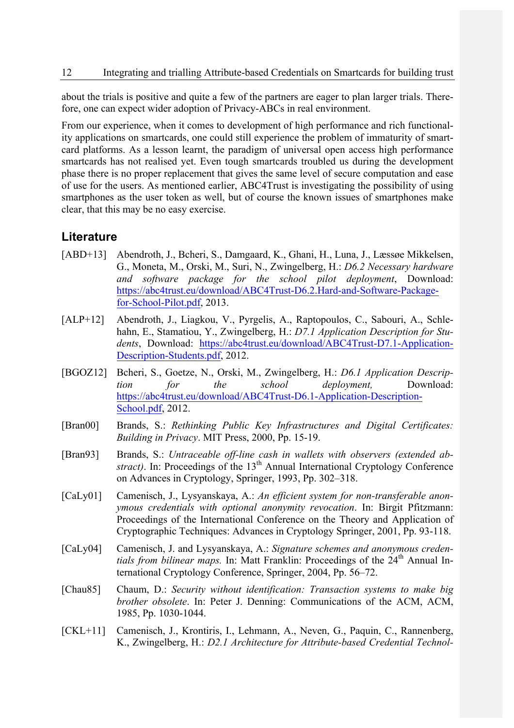about the trials is positive and quite a few of the partners are eager to plan larger trials. Therefore, one can expect wider adoption of Privacy-ABCs in real environment.

From our experience, when it comes to development of high performance and rich functionality applications on smartcards, one could still experience the problem of immaturity of smartcard platforms. As a lesson learnt, the paradigm of universal open access high performance smartcards has not realised yet. Even tough smartcards troubled us during the development phase there is no proper replacement that gives the same level of secure computation and ease of use for the users. As mentioned earlier, ABC4Trust is investigating the possibility of using smartphones as the user token as well, but of course the known issues of smartphones make clear, that this may be no easy exercise.

## Literature

[ABD+13] Abendroth, J., Bcheri, S., Damgaard, K., Ghani, H., Luna, J., Læssøe Mikkelsen, G., Moneta, M., Orski, M., Suri, N., Zwingelberg, H.: *D6.2 Necessary hardware and software package for the school pilot deployment*, Download: https://abc4trust.eu/download/ABC4Trust-D6.2.Hard-and-Software-Package-for-School-Pilot.pdf, 2013.

[ALP+12] Abendroth, J., Liagkou, V., Pyrgelis, A., Raptopoulos, C., Sabouri, A., Schlehahn, E., Stamatiou, Y., Zwingelberg, H.: *D7.1 Application Description for Students*, Download: https://abc4trust.eu/download/ABC4Trust-D7.1-Application-Description-Students.pdf, 2012.

[BGOZ12] Bcheri, S., Goetze, N., Orski, M., Zwingelberg, H.: *D6.1 Application Description for the school deployment,* Download: https://abc4trust.eu/download/ABC4Trust-D6.1-Application-Description-School.pdf, 2012.

[Bran00] Brands, S.: *Rethinking Public Key Infrastructures and Digital Certificates: Building in Privacy*. MIT Press, 2000, Pp. 15-19.

[Bran93] Brands, S.: *Untraceable off-line cash in wallets with observers (extended abstract)*. In: Proceedings of the 13th Annual International Cryptology Conference on Advances in Cryptology, Springer, 1993, Pp. 302–318.

[CaLy01] Camenisch, J., Lysyanskaya, A.: *An efficient system for non-transferable anonymous credentials with optional anonymity revocation*. In: Birgit Pfitzmann: Proceedings of the International Conference on the Theory and Application of Cryptographic Techniques: Advances in Cryptology Springer, 2001, Pp. 93-118.

[CaLy04] Camenisch, J. and Lysyanskaya, A.: *Signature schemes and anonymous credentials from bilinear maps.* In: Matt Franklin: Proceedings of the 24th Annual International Cryptology Conference, Springer, 2004, Pp. 56–72.

[Chau85] Chaum, D.: *Security without identification: Transaction systems to make big brother obsolete*. In: Peter J. Denning: Communications of the ACM, ACM, 1985, Pp. 1030-1044.

[CKL+11] Camenisch, J., Krontiris, I., Lehmann, A., Neven, G., Paquin, C., Rannenberg, K., Zwingelberg, H.: *D2.1 Architecture for Attribute-based Credential Technol-*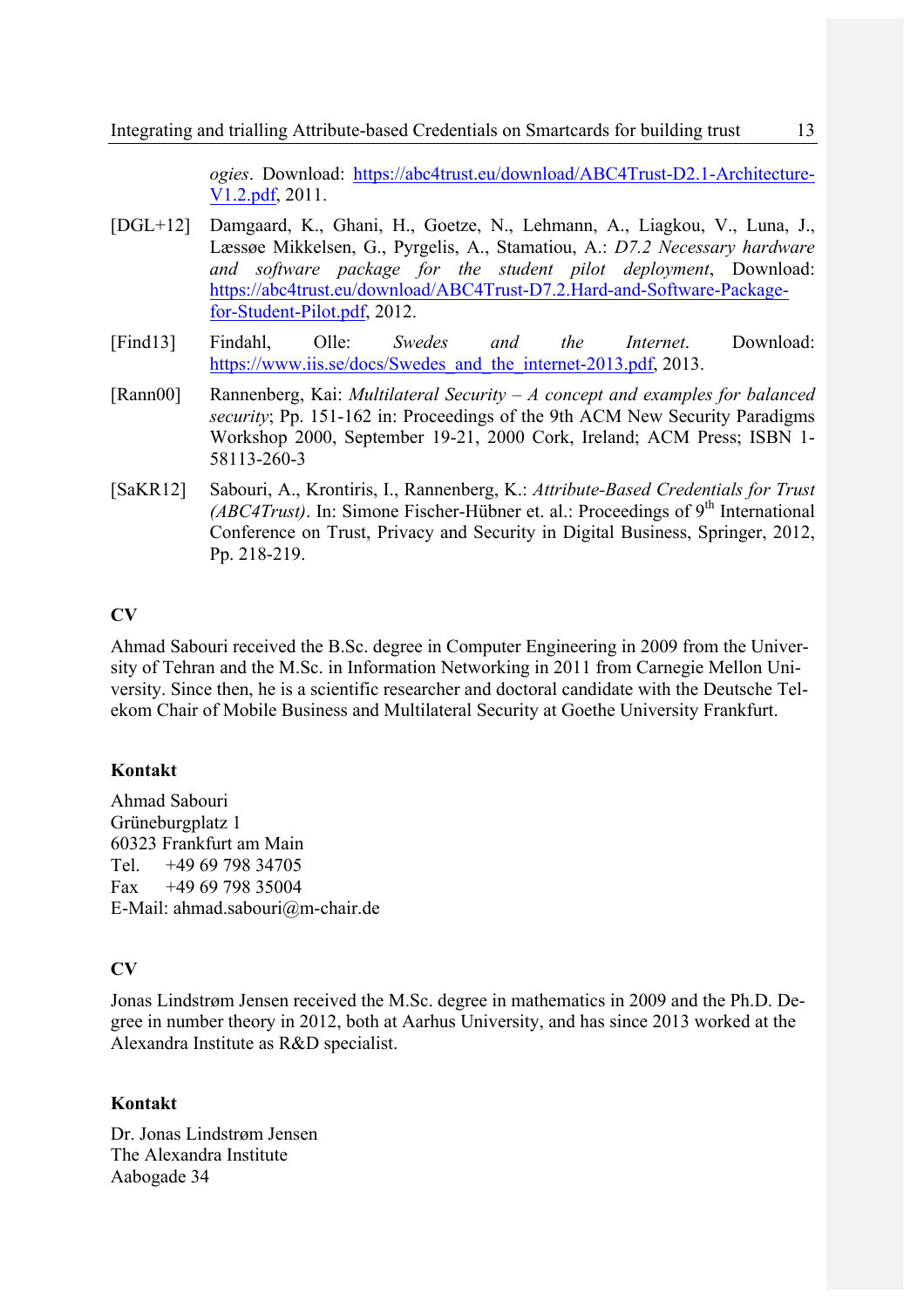*ogies*. Download: https://abc4trust.eu/download/ABC4Trust-D2.1-Architecture-V1.2.pdf, 2011.

[DGL+12] Damgaard, K., Ghani, H., Goetze, N., Lehmann, A., Liagkou, V., Luna, J., Læssøe Mikkelsen, G., Pyrgelis, A., Stamatiou, A.: *D7.2 Necessary hardware and software package for the student pilot deployment*, Download: https://abc4trust.eu/download/ABC4Trust-D7.2.Hard-and-Software-Package-for-Student-Pilot.pdf, 2012.

[Find13] Findahl, Olle: *Swedes and the Internet*. Download: https://www.iis.se/docs/Swedes_and_the_internet-2013.pdf, 2013.

[Rann00] Rannenberg, Kai: *Multilateral Security – A concept and examples for balanced security*; Pp. 151-162 in: Proceedings of the 9th ACM New Security Paradigms Workshop 2000, September 19-21, 2000 Cork, Ireland; ACM Press; ISBN 1-58113-260-3

[SaKR12] Sabouri, A., Krontiris, I., Rannenberg, K.: *Attribute-Based Credentials for Trust (ABC4Trust)*. In: Simone Fischer-Hübner et. al.: Proceedings of 9th International Conference on Trust, Privacy and Security in Digital Business, Springer, 2012, Pp. 218-219.

**CV**

Ahmad Sabouri received the B.Sc. degree in Computer Engineering in 2009 from the University of Tehran and the M.Sc. in Information Networking in 2011 from Carnegie Mellon University. Since then, he is a scientific researcher and doctoral candidate with the Deutsche Telekom Chair of Mobile Business and Multilateral Security at Goethe University Frankfurt.

**Kontakt**

Ahmad Sabouri
Grüneburgplatz 1
60323 Frankfurt am Main
Tel. +49 69 798 34705
Fax +49 69 798 35004
E-Mail: ahmad.sabouri@m-chair.de

**CV**

Jonas Lindstrøm Jensen received the M.Sc. degree in mathematics in 2009 and the Ph.D. Degree in number theory in 2012, both at Aarhus University, and has since 2013 worked at the Alexandra Institute as R&D specialist.

**Kontakt**

Dr. Jonas Lindstrøm Jensen
The Alexandra Institute
Aabogade 34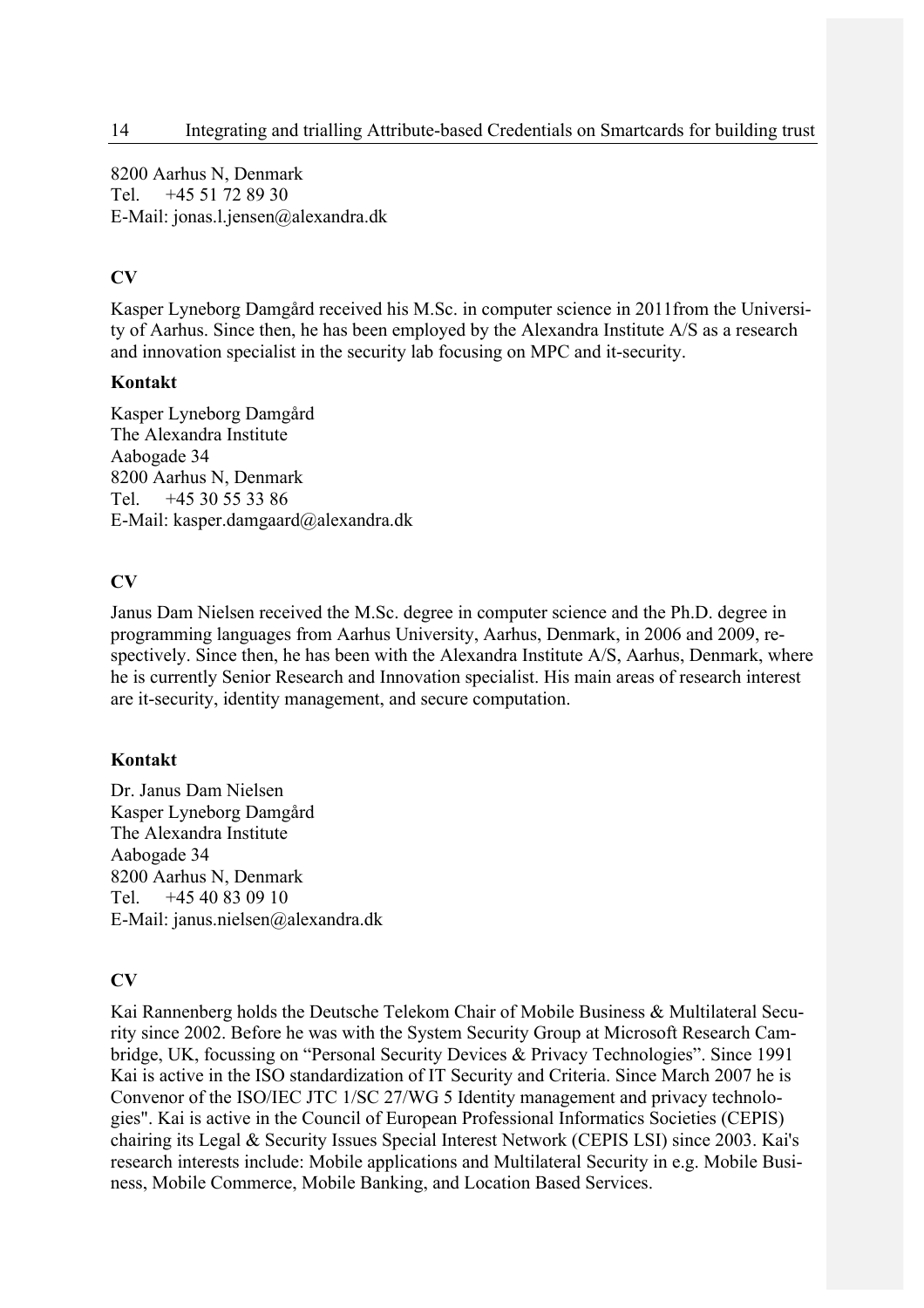8200 Aarhus N, Denmark
Tel. +45 51 72 89 30
E-Mail: jonas.l.jensen@alexandra.dk

**CV**

Kasper Lyneborg Damgård received his M.Sc. in computer science in 2011from the University of Aarhus. Since then, he has been employed by the Alexandra Institute A/S as a research and innovation specialist in the security lab focusing on MPC and it-security.

**Kontakt**

Kasper Lyneborg Damgård
The Alexandra Institute
Aabogade 34
8200 Aarhus N, Denmark
Tel. +45 30 55 33 86
E-Mail: kasper.damgaard@alexandra.dk

**CV**

Janus Dam Nielsen received the M.Sc. degree in computer science and the Ph.D. degree in programming languages from Aarhus University, Aarhus, Denmark, in 2006 and 2009, respectively. Since then, he has been with the Alexandra Institute A/S, Aarhus, Denmark, where he is currently Senior Research and Innovation specialist. His main areas of research interest are it-security, identity management, and secure computation.

**Kontakt**

Dr. Janus Dam Nielsen
Kasper Lyneborg Damgård
The Alexandra Institute
Aabogade 34
8200 Aarhus N, Denmark
Tel. +45 40 83 09 10
E-Mail: janus.nielsen@alexandra.dk

**CV**

Kai Rannenberg holds the Deutsche Telekom Chair of Mobile Business & Multilateral Security since 2002. Before he was with the System Security Group at Microsoft Research Cambridge, UK, focussing on "Personal Security Devices & Privacy Technologies". Since 1991 Kai is active in the ISO standardization of IT Security and Criteria. Since March 2007 he is Convenor of the ISO/IEC JTC 1/SC 27/WG 5 Identity management and privacy technologies". Kai is active in the Council of European Professional Informatics Societies (CEPIS) chairing its Legal & Security Issues Special Interest Network (CEPIS LSI) since 2003. Kai's research interests include: Mobile applications and Multilateral Security in e.g. Mobile Business, Mobile Commerce, Mobile Banking, and Location Based Services.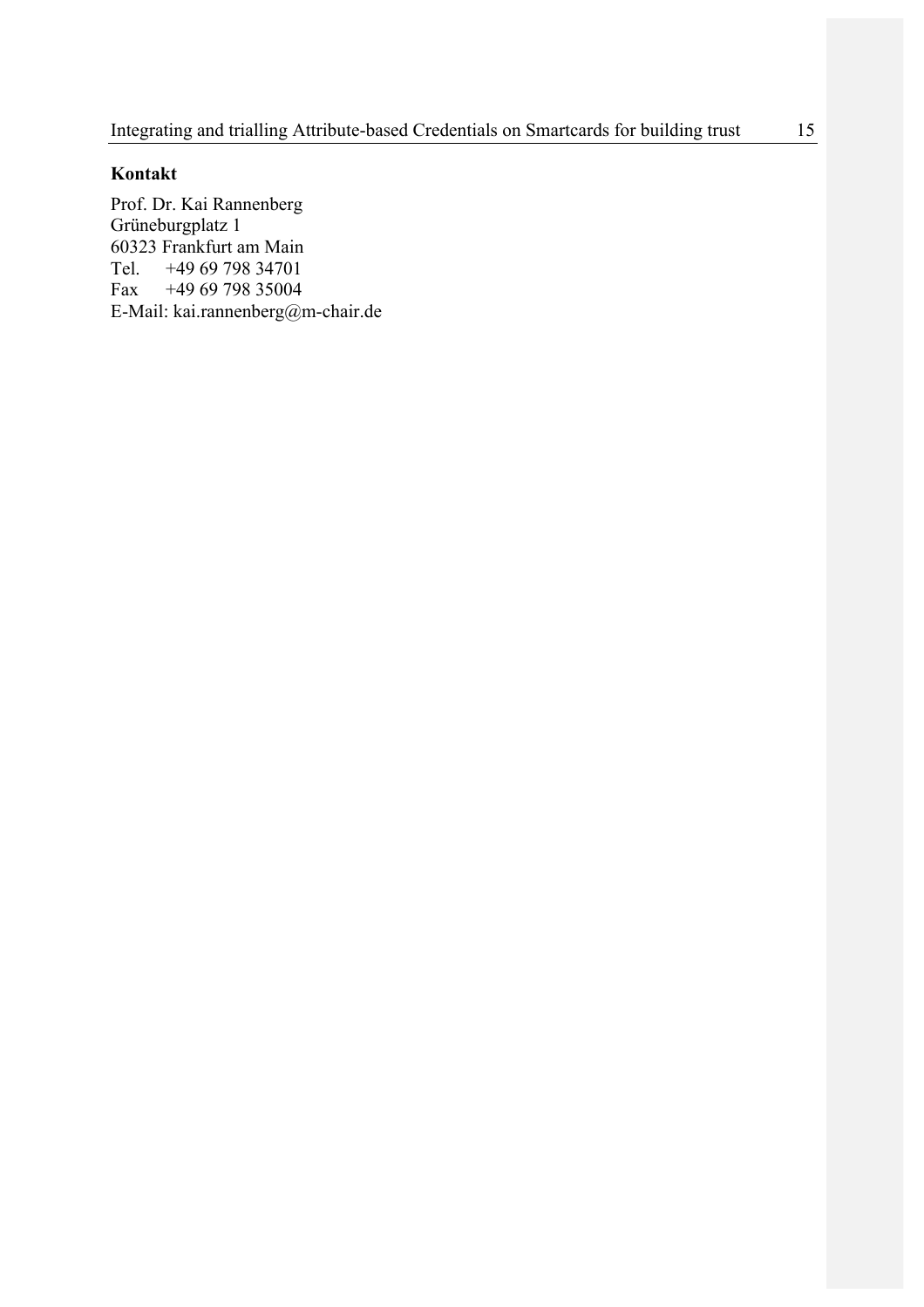**Kontakt**

Prof. Dr. Kai Rannenberg
Grüneburgplatz 1
60323 Frankfurt am Main
Tel. +49 69 798 34701
Fax +49 69 798 35004
E-Mail: kai.rannenberg@m-chair.de